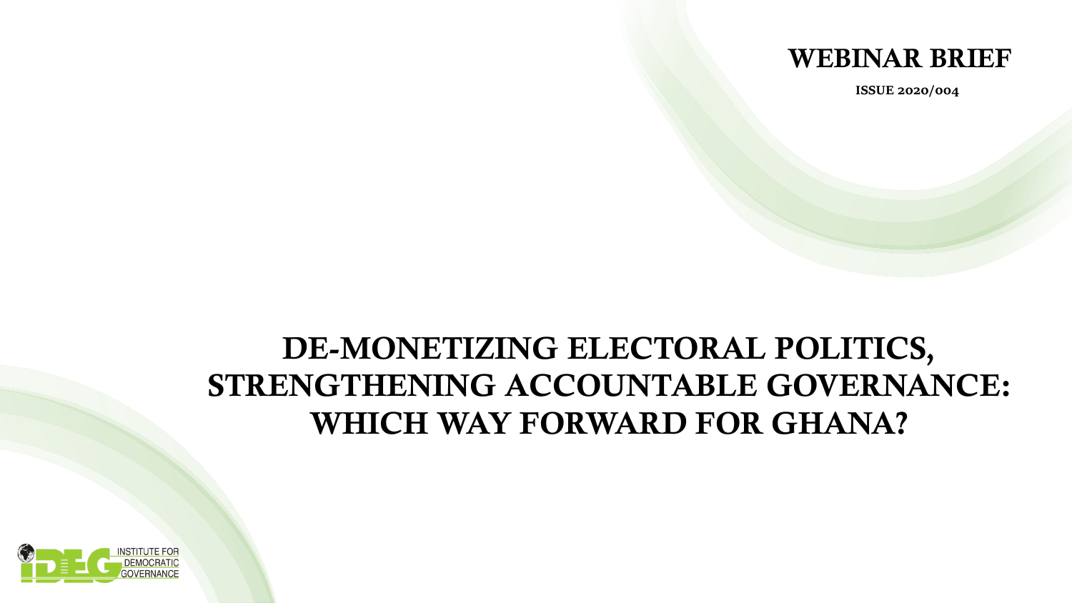WEBINAR BRIEF

ISSUE 2020/004

# DE-MONETIZING ELECTORAL POLITICS, STRENGTHENING ACCOUNTABLE GOVERNANCE: WHICH WAY FORWARD FOR GHANA?

INSTITUTE FOR DEMOCRATIC GOVERNANCE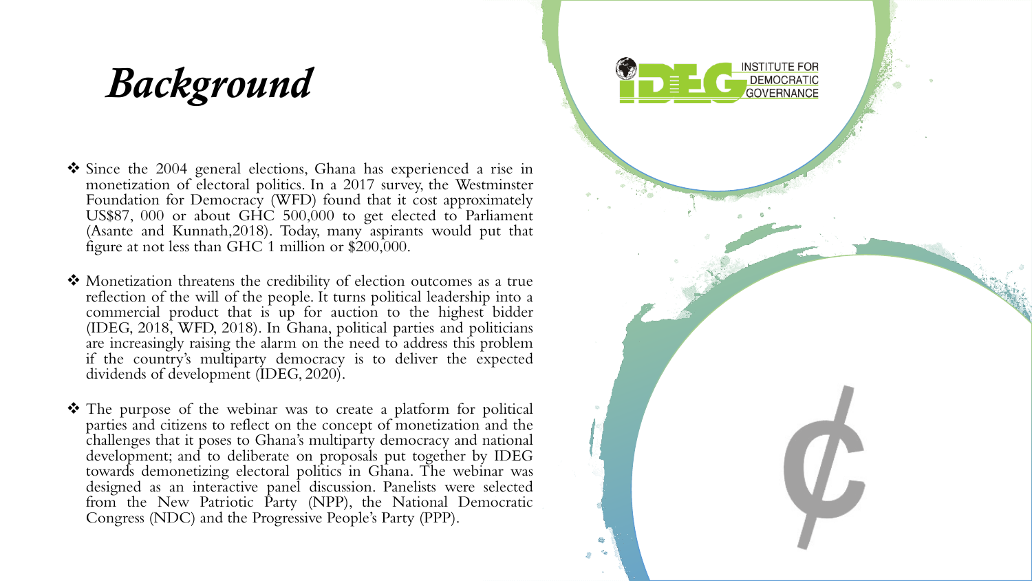# Background

- Since the 2004 general elections, Ghana has experienced a rise in monetization of electoral politics. In a 2017 survey, the Westminster Foundation for Democracy (WFD) found that it cost approximately US$87, 000 or about GHC 500,000 to get elected to Parliament (Asante and Kunnath,2018). Today, many aspirants would put that figure at not less than GHC 1 million or $200,000.

- Monetization threatens the credibility of election outcomes as a true reflection of the will of the people. It turns political leadership into a commercial product that is up for auction to the highest bidder (IDEG, 2018, WFD, 2018). In Ghana, political parties and politicians are increasingly raising the alarm on the need to address this problem if the country's multiparty democracy is to deliver the expected dividends of development (IDEG, 2020).

- The purpose of the webinar was to create a platform for political parties and citizens to reflect on the concept of monetization and the challenges that it poses to Ghana's multiparty democracy and national development; and to deliberate on proposals put together by IDEG towards demonetizing electoral politics in Ghana. The webinar was designed as an interactive panel discussion. Panelists were selected from the New Patriotic Party (NPP), the National Democratic Congress (NDC) and the Progressive People's Party (PPP).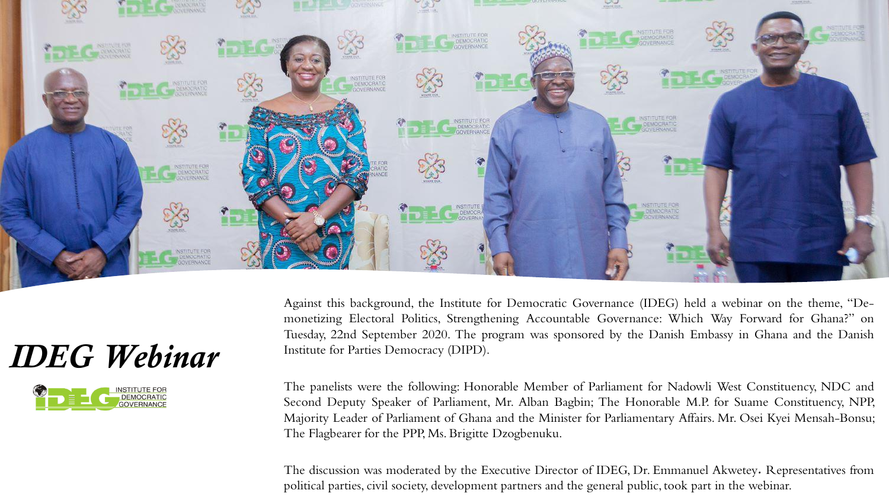*IDEG Webinar*

Against this background, the Institute for Democratic Governance (IDEG) held a webinar on the theme, "Demonetizing Electoral Politics, Strengthening Accountable Governance: Which Way Forward for Ghana?" on Tuesday, 22nd September 2020. The program was sponsored by the Danish Embassy in Ghana and the Danish Institute for Parties Democracy (DIPD).

The panelists were the following: Honorable Member of Parliament for Nadowli West Constituency, NDC and Second Deputy Speaker of Parliament, Mr. Alban Bagbin; The Honorable M.P. for Suame Constituency, NPP, Majority Leader of Parliament of Ghana and the Minister for Parliamentary Affairs. Mr. Osei Kyei Mensah-Bonsu; The Flagbearer for the PPP, Ms. Brigitte Dzogbenuku.

The discussion was moderated by the Executive Director of IDEG, Dr. Emmanuel Akwetey. Representatives from political parties, civil society, development partners and the general public, took part in the webinar.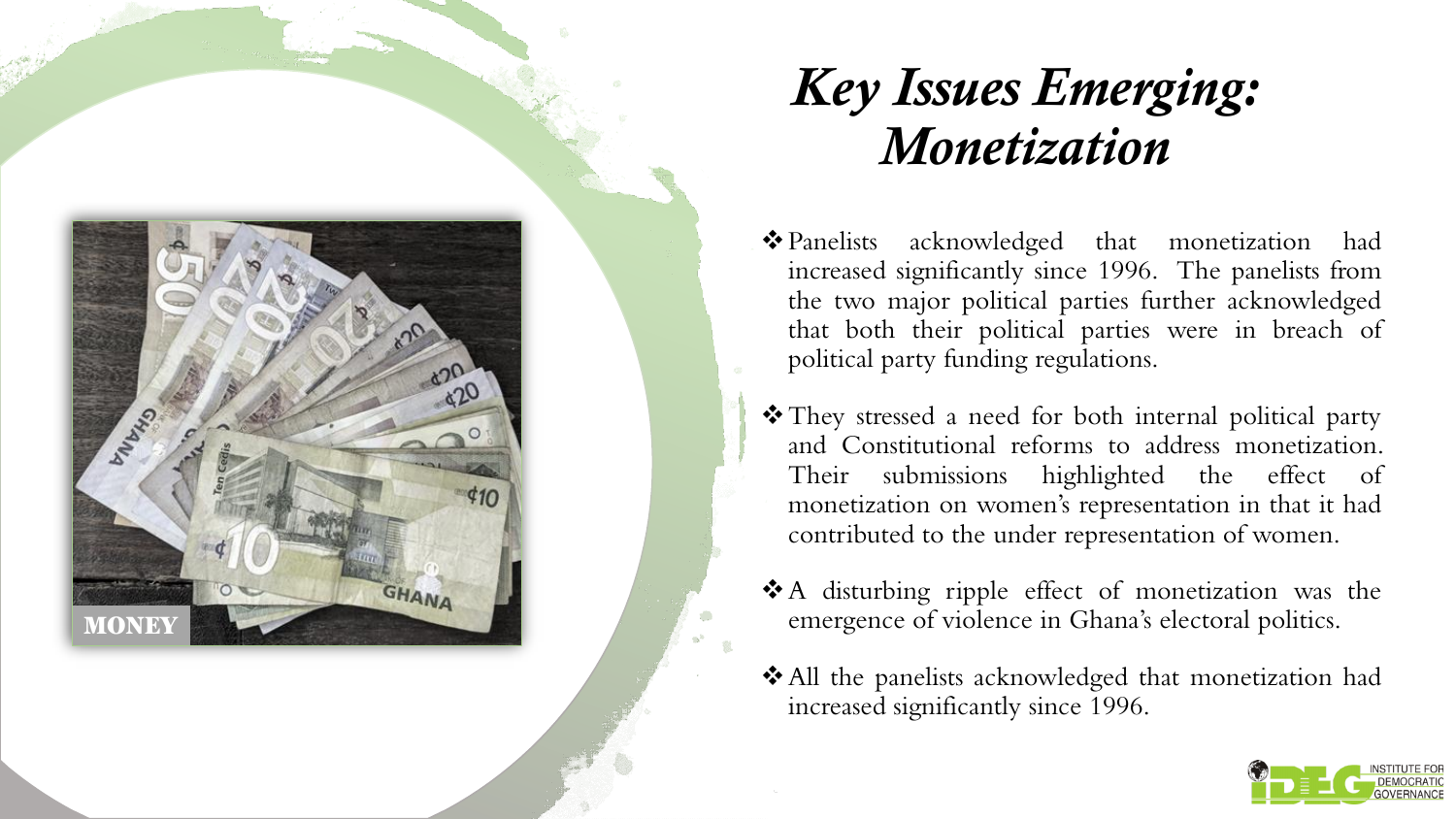# *Key Issues Emerging: Monetization*

- Panelists acknowledged that monetization had increased significantly since 1996. The panelists from the two major political parties further acknowledged that both their political parties were in breach of political party funding regulations.

- They stressed a need for both internal political party and Constitutional reforms to address monetization. Their submissions highlighted the effect of monetization on women's representation in that it had contributed to the under representation of women.

- A disturbing ripple effect of monetization was the emergence of violence in Ghana's electoral politics.

- All the panelists acknowledged that monetization had increased significantly since 1996.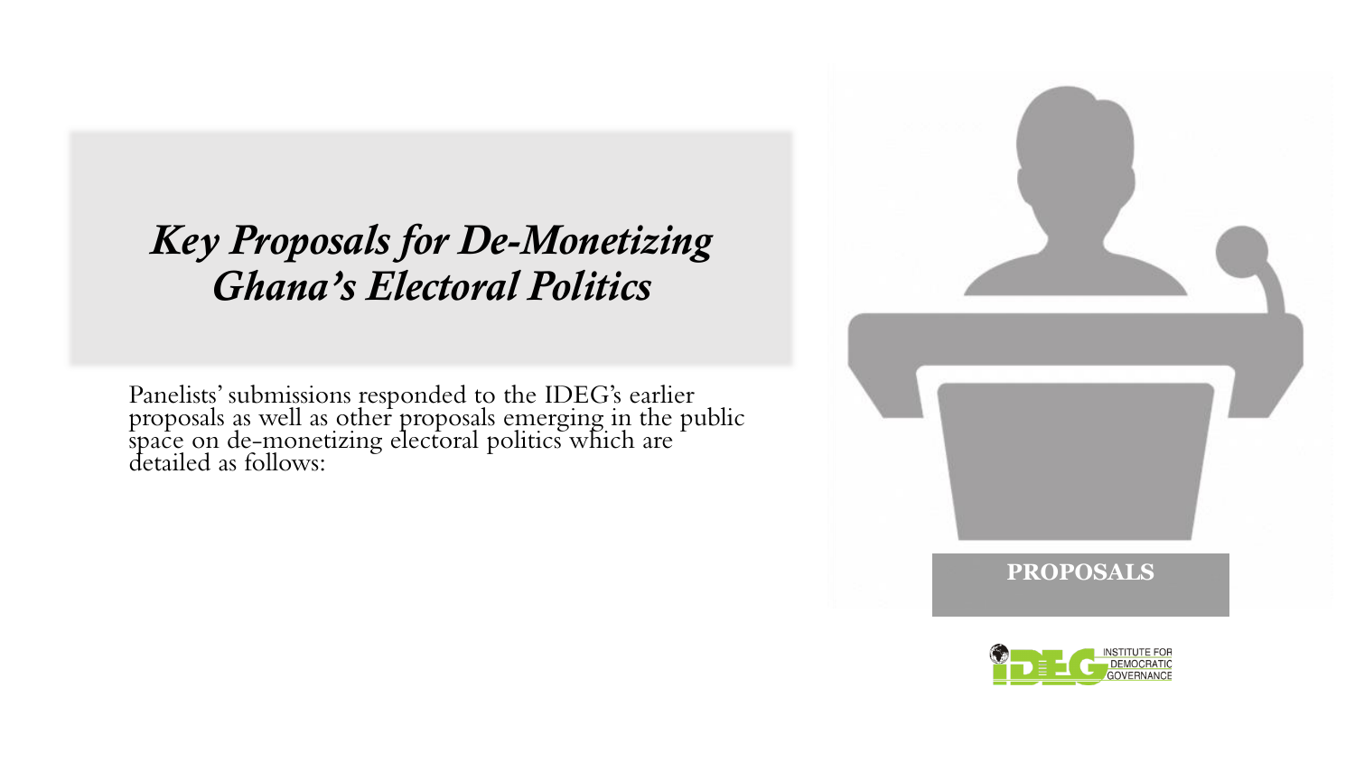# *Key Proposals for De-Monetizing Ghana's Electoral Politics*

Panelists' submissions responded to the IDEG's earlier proposals as well as other proposals emerging in the public space on de-monetizing electoral politics which are detailed as follows:

**PROPOSALS**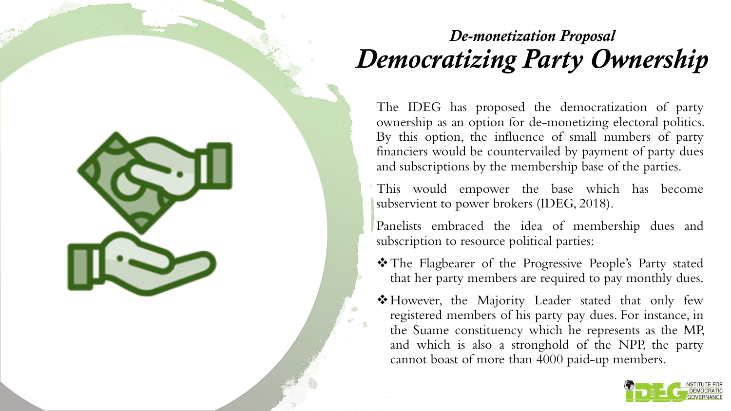### *De-monetization Proposal*

## *Democratizing Party Ownership*

The IDEG has proposed the democratization of party ownership as an option for de-monetizing electoral politics. By this option, the influence of small numbers of party financiers would be countervailed by payment of party dues and subscriptions by the membership base of the parties.

This would empower the base which has become subservient to power brokers (IDEG, 2018).

Panelists embraced the idea of membership dues and subscription to resource political parties:

- ❖ The Flagbearer of the Progressive People's Party stated that her party members are required to pay monthly dues.
- ❖ However, the Majority Leader stated that only few registered members of his party pay dues. For instance, in the Suame constituency which he represents as the MP, and which is also a stronghold of the NPP, the party cannot boast of more than 4000 paid-up members.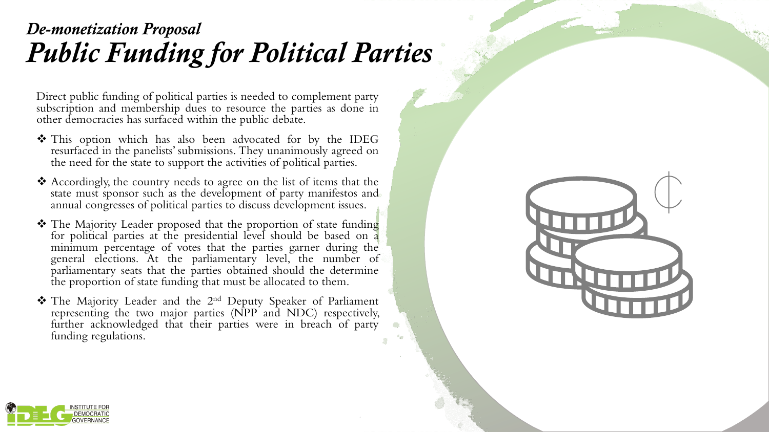## *De-monetization Proposal*

# *Public Funding for Political Parties*

Direct public funding of political parties is needed to complement party subscription and membership dues to resource the parties as done in other democracies has surfaced within the public debate.

- This option which has also been advocated for by the IDEG resurfaced in the panelists' submissions. They unanimously agreed on the need for the state to support the activities of political parties.
- Accordingly, the country needs to agree on the list of items that the state must sponsor such as the development of party manifestos and annual congresses of political parties to discuss development issues.
- The Majority Leader proposed that the proportion of state funding for political parties at the presidential level should be based on a minimum percentage of votes that the parties garner during the general elections. At the parliamentary level, the number of parliamentary seats that the parties obtained should the determine the proportion of state funding that must be allocated to them.
- The Majority Leader and the 2nd Deputy Speaker of Parliament representing the two major parties (NPP and NDC) respectively, further acknowledged that their parties were in breach of party funding regulations.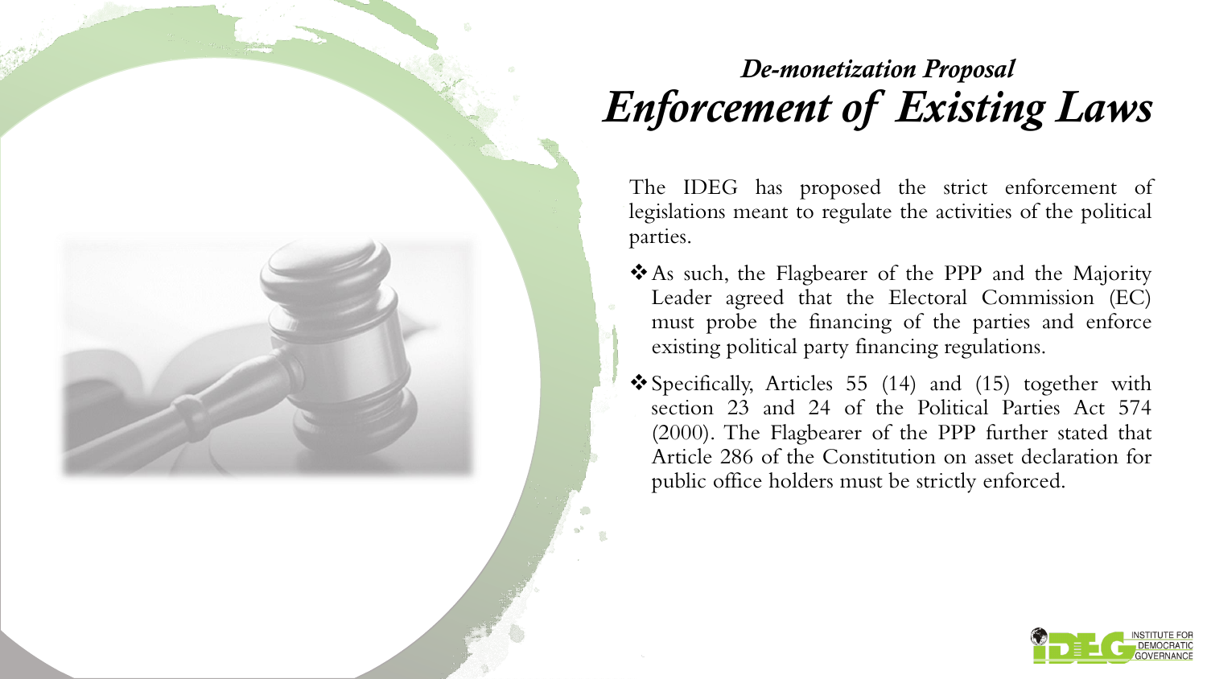## *De-monetization Proposal*

# *Enforcement of Existing Laws*

The IDEG has proposed the strict enforcement of legislations meant to regulate the activities of the political parties.

- ❖ As such, the Flagbearer of the PPP and the Majority Leader agreed that the Electoral Commission (EC) must probe the financing of the parties and enforce existing political party financing regulations.
- ❖ Specifically, Articles 55 (14) and (15) together with section 23 and 24 of the Political Parties Act 574 (2000). The Flagbearer of the PPP further stated that Article 286 of the Constitution on asset declaration for public office holders must be strictly enforced.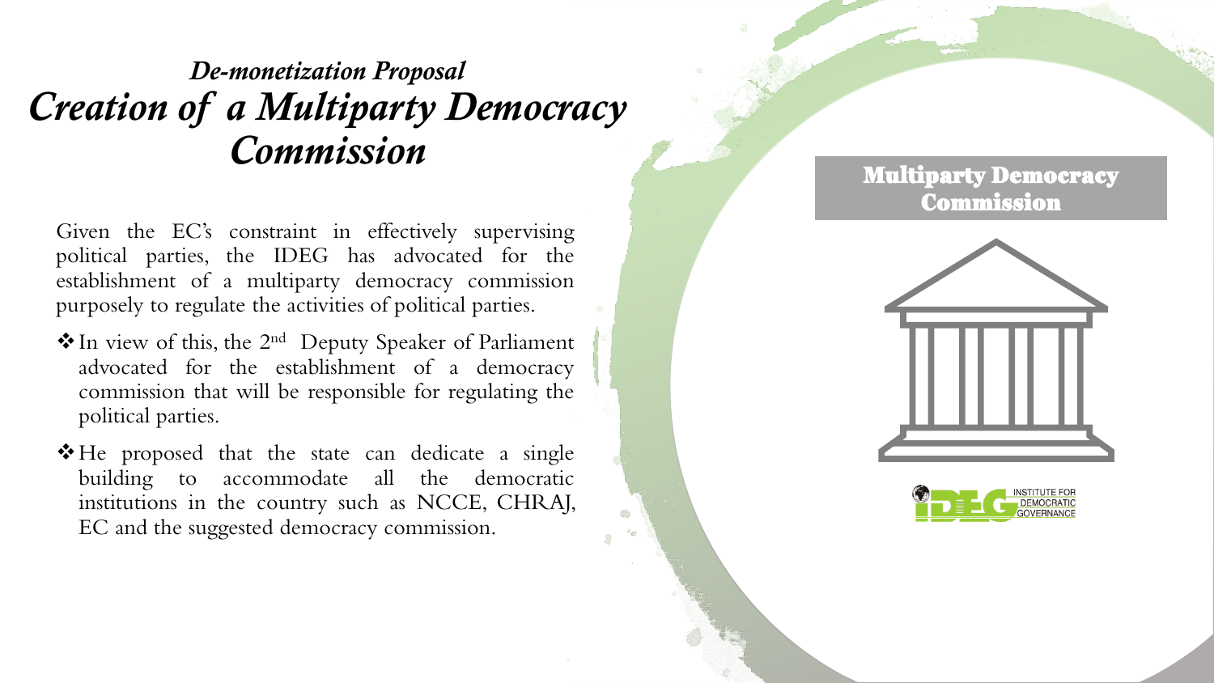## *De-monetization Proposal*

# *Creation of a Multiparty Democracy Commission*

Given the EC's constraint in effectively supervising political parties, the IDEG has advocated for the establishment of a multiparty democracy commission purposely to regulate the activities of political parties.

- In view of this, the 2nd Deputy Speaker of Parliament advocated for the establishment of a democracy commission that will be responsible for regulating the political parties.
- He proposed that the state can dedicate a single building to accommodate all the democratic institutions in the country such as NCCE, CHRAJ, EC and the suggested democracy commission.

**Multiparty Democracy Commission**

INSTITUTE FOR DEMOCRATIC GOVERNANCE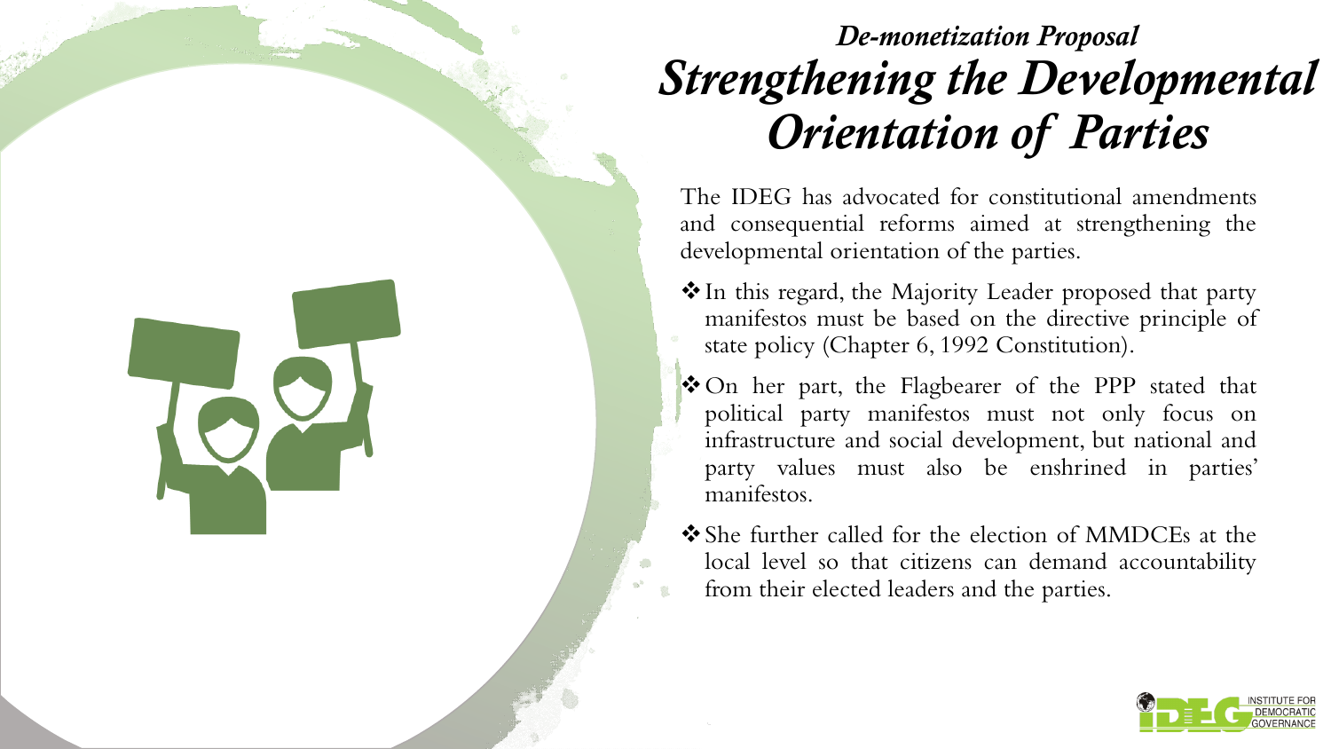## *De-monetization Proposal*

# *Strengthening the Developmental Orientation of Parties*

The IDEG has advocated for constitutional amendments and consequential reforms aimed at strengthening the developmental orientation of the parties.

- In this regard, the Majority Leader proposed that party manifestos must be based on the directive principle of state policy (Chapter 6, 1992 Constitution).
- On her part, the Flagbearer of the PPP stated that political party manifestos must not only focus on infrastructure and social development, but national and party values must also be enshrined in parties' manifestos.
- She further called for the election of MMDCEs at the local level so that citizens can demand accountability from their elected leaders and the parties.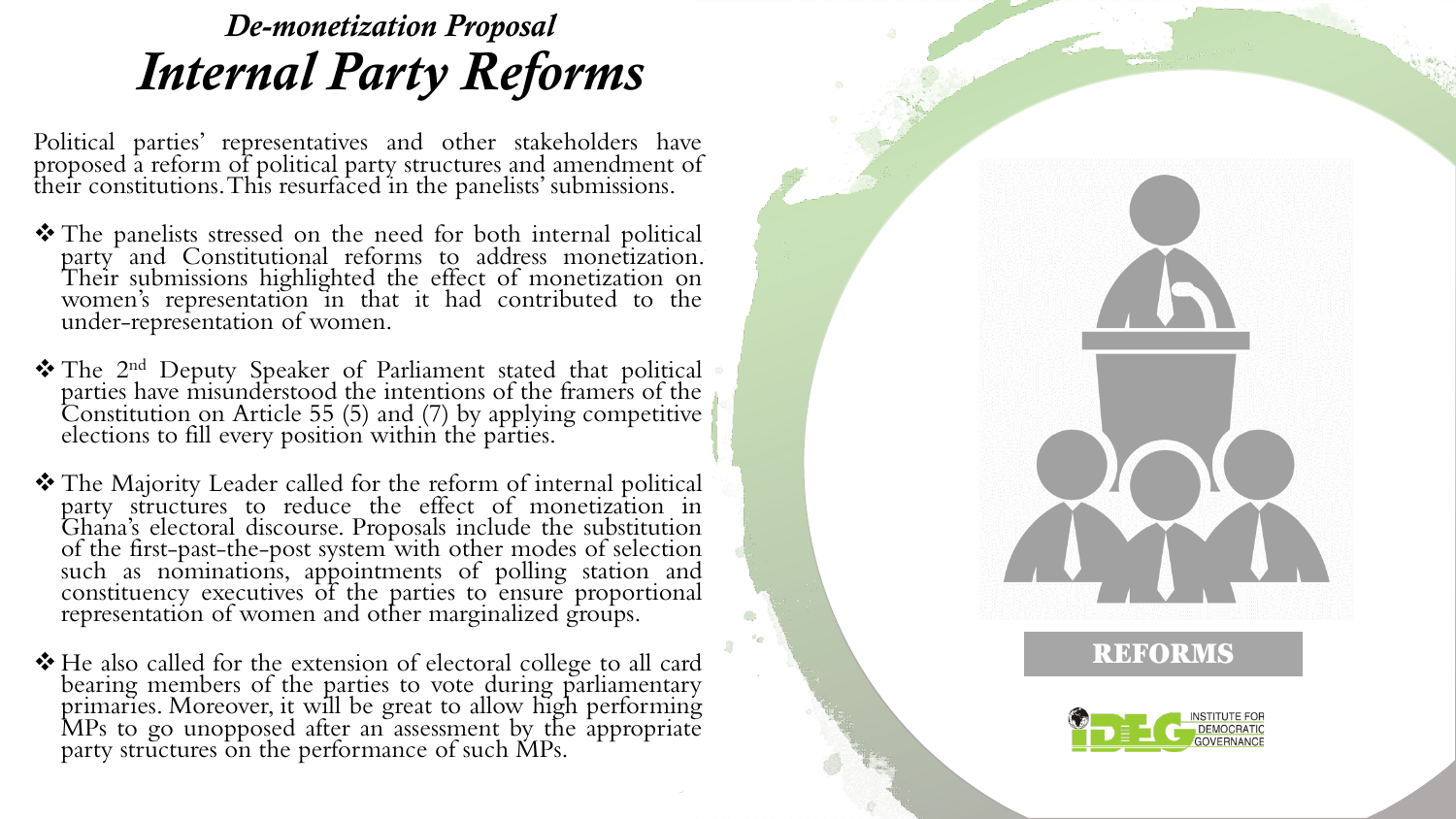## *De-monetization Proposal*

# *Internal Party Reforms*

Political parties' representatives and other stakeholders have proposed a reform of political party structures and amendment of their constitutions. This resurfaced in the panelists' submissions.

- The panelists stressed on the need for both internal political party and Constitutional reforms to address monetization. Their submissions highlighted the effect of monetization on women's representation in that it had contributed to the under-representation of women.

- The 2nd Deputy Speaker of Parliament stated that political parties have misunderstood the intentions of the framers of the Constitution on Article 55 (5) and (7) by applying competitive elections to fill every position within the parties.

- The Majority Leader called for the reform of internal political party structures to reduce the effect of monetization in Ghana's electoral discourse. Proposals include the substitution of the first-past-the-post system with other modes of selection such as nominations, appointments of polling station and constituency executives of the parties to ensure proportional representation of women and other marginalized groups.

- He also called for the extension of electoral college to all card bearing members of the parties to vote during parliamentary primaries. Moreover, it will be great to allow high performing MPs to go unopposed after an assessment by the appropriate party structures on the performance of such MPs.

REFORMS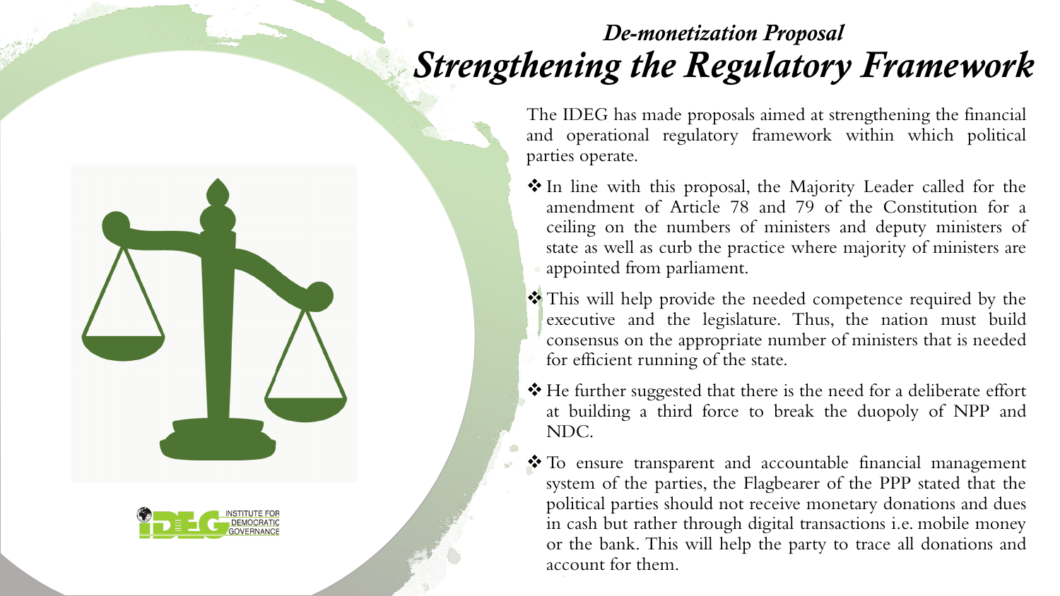## *De-monetization Proposal*

# *Strengthening the Regulatory Framework*

The IDEG has made proposals aimed at strengthening the financial and operational regulatory framework within which political parties operate.

- In line with this proposal, the Majority Leader called for the amendment of Article 78 and 79 of the Constitution for a ceiling on the numbers of ministers and deputy ministers of state as well as curb the practice where majority of ministers are appointed from parliament.
- This will help provide the needed competence required by the executive and the legislature. Thus, the nation must build consensus on the appropriate number of ministers that is needed for efficient running of the state.
- He further suggested that there is the need for a deliberate effort at building a third force to break the duopoly of NPP and NDC.
- To ensure transparent and accountable financial management system of the parties, the Flagbearer of the PPP stated that the political parties should not receive monetary donations and dues in cash but rather through digital transactions i.e. mobile money or the bank. This will help the party to trace all donations and account for them.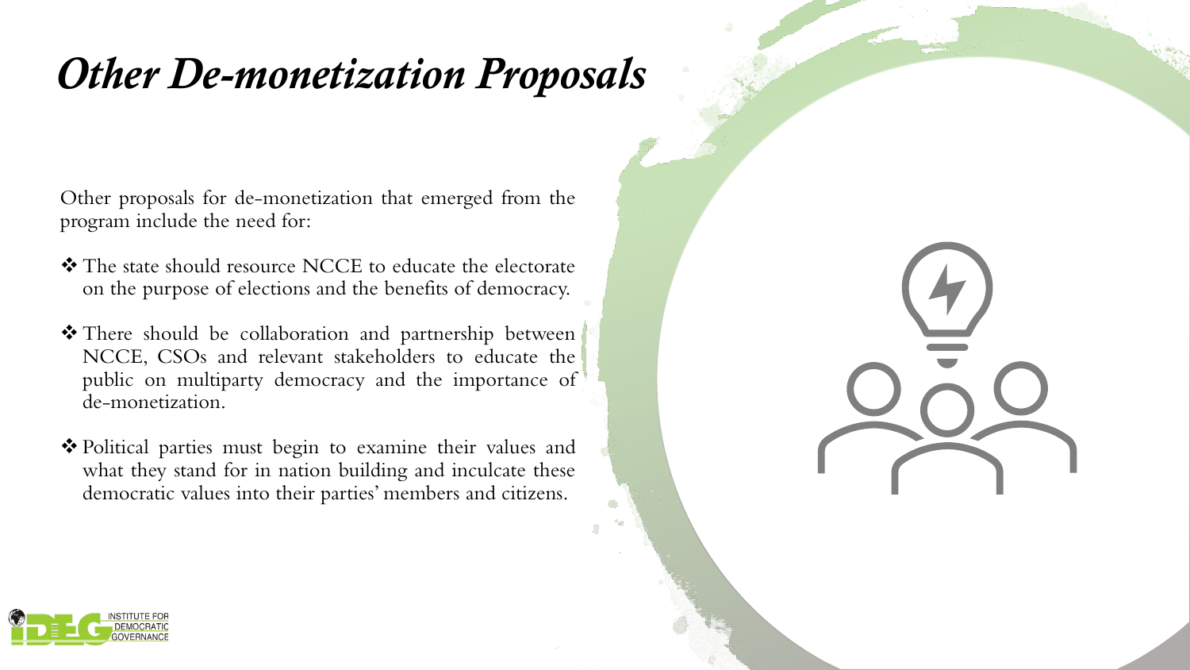# *Other De-monetization Proposals*

Other proposals for de-monetization that emerged from the program include the need for:

- The state should resource NCCE to educate the electorate on the purpose of elections and the benefits of democracy.
- There should be collaboration and partnership between NCCE, CSOs and relevant stakeholders to educate the public on multiparty democracy and the importance of de-monetization.
- Political parties must begin to examine their values and what they stand for in nation building and inculcate these democratic values into their parties' members and citizens.